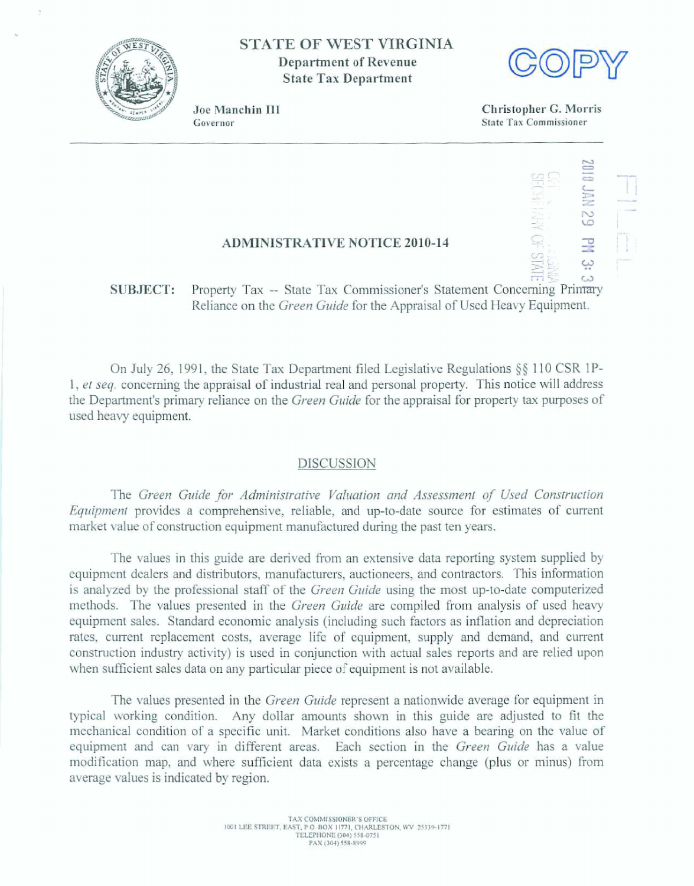STATE OF WEST VIRGINIA
Department of Revenue
State Tax Department

COPY

Joe Manchin III
Governor

Christopher G. Morris
State Tax Commissioner

2010 JAN 29 PM 3: 3
SECRETARY OF STATE

FILED

## ADMINISTRATIVE NOTICE 2010-14

**SUBJECT:** Property Tax -- State Tax Commissioner's Statement Concerning Primary Reliance on the *Green Guide* for the Appraisal of Used Heavy Equipment.

On July 26, 1991, the State Tax Department filed Legislative Regulations §§ 110 CSR 1P-1, *et seq.* concerning the appraisal of industrial real and personal property. This notice will address the Department's primary reliance on the *Green Guide* for the appraisal for property tax purposes of used heavy equipment.

### DISCUSSION

The *Green Guide for Administrative Valuation and Assessment of Used Construction Equipment* provides a comprehensive, reliable, and up-to-date source for estimates of current market value of construction equipment manufactured during the past ten years.

The values in this guide are derived from an extensive data reporting system supplied by equipment dealers and distributors, manufacturers, auctioneers, and contractors. This information is analyzed by the professional staff of the *Green Guide* using the most up-to-date computerized methods. The values presented in the *Green Guide* are compiled from analysis of used heavy equipment sales. Standard economic analysis (including such factors as inflation and depreciation rates, current replacement costs, average life of equipment, supply and demand, and current construction industry activity) is used in conjunction with actual sales reports and are relied upon when sufficient sales data on any particular piece of equipment is not available.

The values presented in the *Green Guide* represent a nationwide average for equipment in typical working condition. Any dollar amounts shown in this guide are adjusted to fit the mechanical condition of a specific unit. Market conditions also have a bearing on the value of equipment and can vary in different areas. Each section in the *Green Guide* has a value modification map, and where sufficient data exists a percentage change (plus or minus) from average values is indicated by region.

TAX COMMISSIONER'S OFFICE
1001 LEE STREET, EAST, P.O. BOX 11771, CHARLESTON, WV 25339-1771
TELEPHONE (304) 558-0751
FAX (304) 558-8999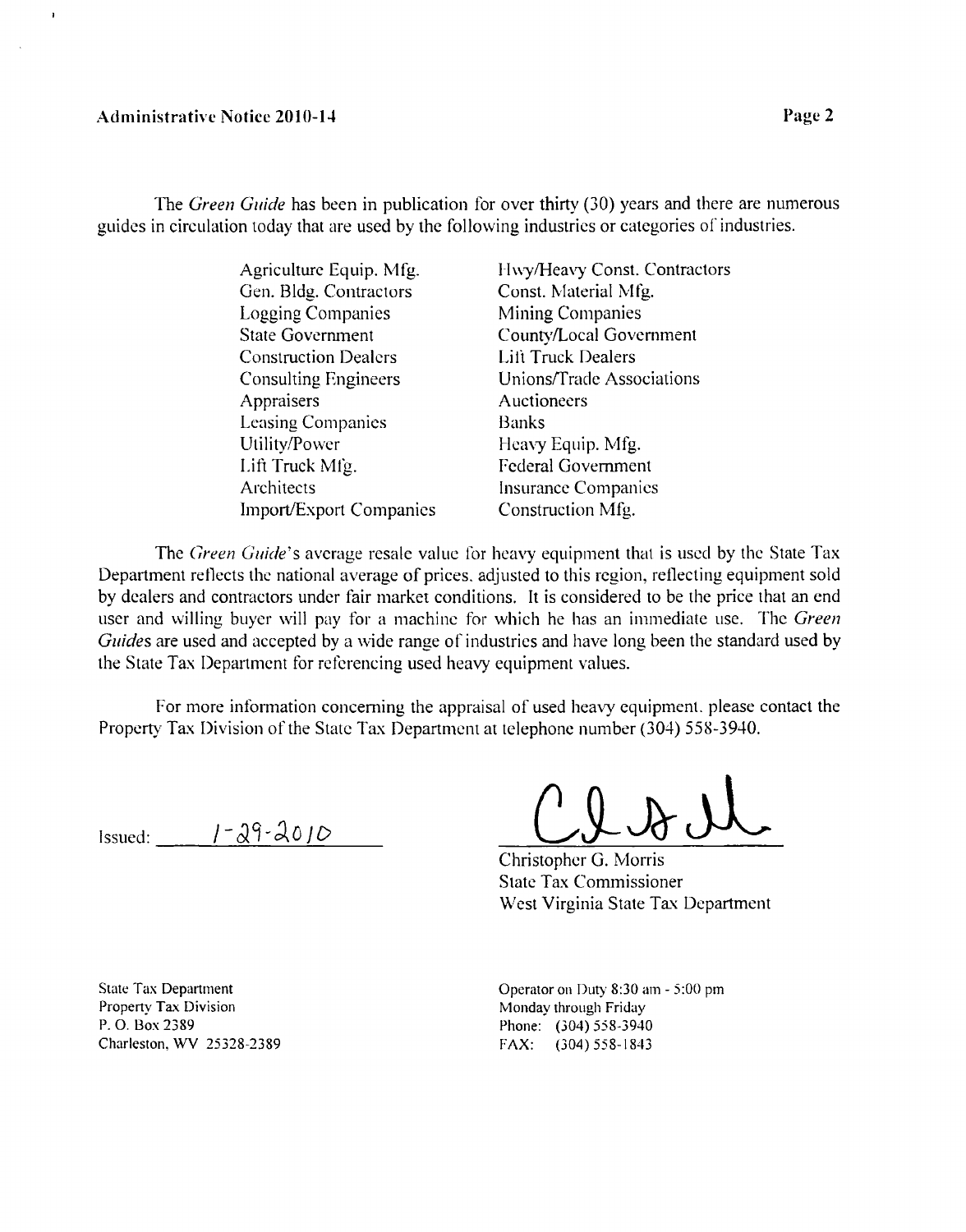The *Green Guide* has been in publication for over thirty (30) years and there are numerous guides in circulation today that are used by the following industries or categories of industries.

| | |
|---|---|
| Agriculture Equip. Mfg. | Hwy/Heavy Const. Contractors |
| Gen. Bldg. Contractors | Const. Material Mfg. |
| Logging Companies | Mining Companies |
| State Government | County/Local Government |
| Construction Dealers | Lift Truck Dealers |
| Consulting Engineers | Unions/Trade Associations |
| Appraisers | Auctioneers |
| Leasing Companies | Banks |
| Utility/Power | Heavy Equip. Mfg. |
| Lift Truck Mfg. | Federal Government |
| Architects | Insurance Companies |
| Import/Export Companies | Construction Mfg. |

The *Green Guide*'s average resale value for heavy equipment that is used by the State Tax Department reflects the national average of prices, adjusted to this region, reflecting equipment sold by dealers and contractors under fair market conditions. It is considered to be the price that an end user and willing buyer will pay for a machine for which he has an immediate use. The *Green Guides* are used and accepted by a wide range of industries and have long been the standard used by the State Tax Department for referencing used heavy equipment values.

For more information concerning the appraisal of used heavy equipment, please contact the Property Tax Division of the State Tax Department at telephone number (304) 558-3940.

Issued: 1-29-2010

Christopher G. Morris
State Tax Commissioner
West Virginia State Tax Department

State Tax Department
Property Tax Division
P. O. Box 2389
Charleston, WV 25328-2389

Operator on Duty 8:30 am - 5:00 pm
Monday through Friday
Phone: (304) 558-3940
FAX: (304) 558-1843